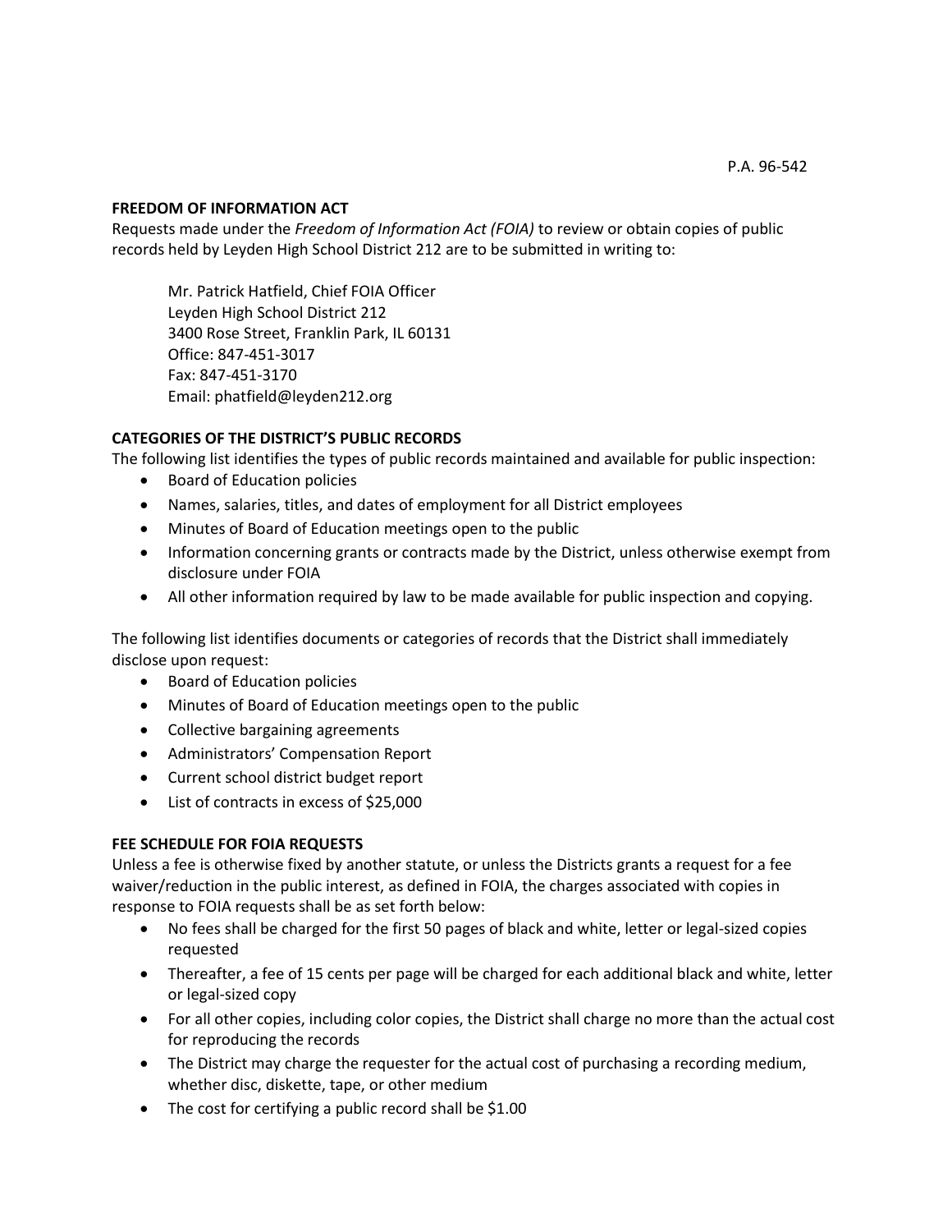P.A. 96-542

**FREEDOM OF INFORMATION ACT**

Requests made under the *Freedom of Information Act (FOIA)* to review or obtain copies of public records held by Leyden High School District 212 are to be submitted in writing to:

> Mr. Patrick Hatfield, Chief FOIA Officer
> Leyden High School District 212
> 3400 Rose Street, Franklin Park, IL 60131
> Office: 847-451-3017
> Fax: 847-451-3170
> Email: phatfield@leyden212.org

**CATEGORIES OF THE DISTRICT'S PUBLIC RECORDS**

The following list identifies the types of public records maintained and available for public inspection:

- Board of Education policies
- Names, salaries, titles, and dates of employment for all District employees
- Minutes of Board of Education meetings open to the public
- Information concerning grants or contracts made by the District, unless otherwise exempt from disclosure under FOIA
- All other information required by law to be made available for public inspection and copying.

The following list identifies documents or categories of records that the District shall immediately disclose upon request:

- Board of Education policies
- Minutes of Board of Education meetings open to the public
- Collective bargaining agreements
- Administrators' Compensation Report
- Current school district budget report
- List of contracts in excess of $25,000

**FEE SCHEDULE FOR FOIA REQUESTS**

Unless a fee is otherwise fixed by another statute, or unless the Districts grants a request for a fee waiver/reduction in the public interest, as defined in FOIA, the charges associated with copies in response to FOIA requests shall be as set forth below:

- No fees shall be charged for the first 50 pages of black and white, letter or legal-sized copies requested
- Thereafter, a fee of 15 cents per page will be charged for each additional black and white, letter or legal-sized copy
- For all other copies, including color copies, the District shall charge no more than the actual cost for reproducing the records
- The District may charge the requester for the actual cost of purchasing a recording medium, whether disc, diskette, tape, or other medium
- The cost for certifying a public record shall be $1.00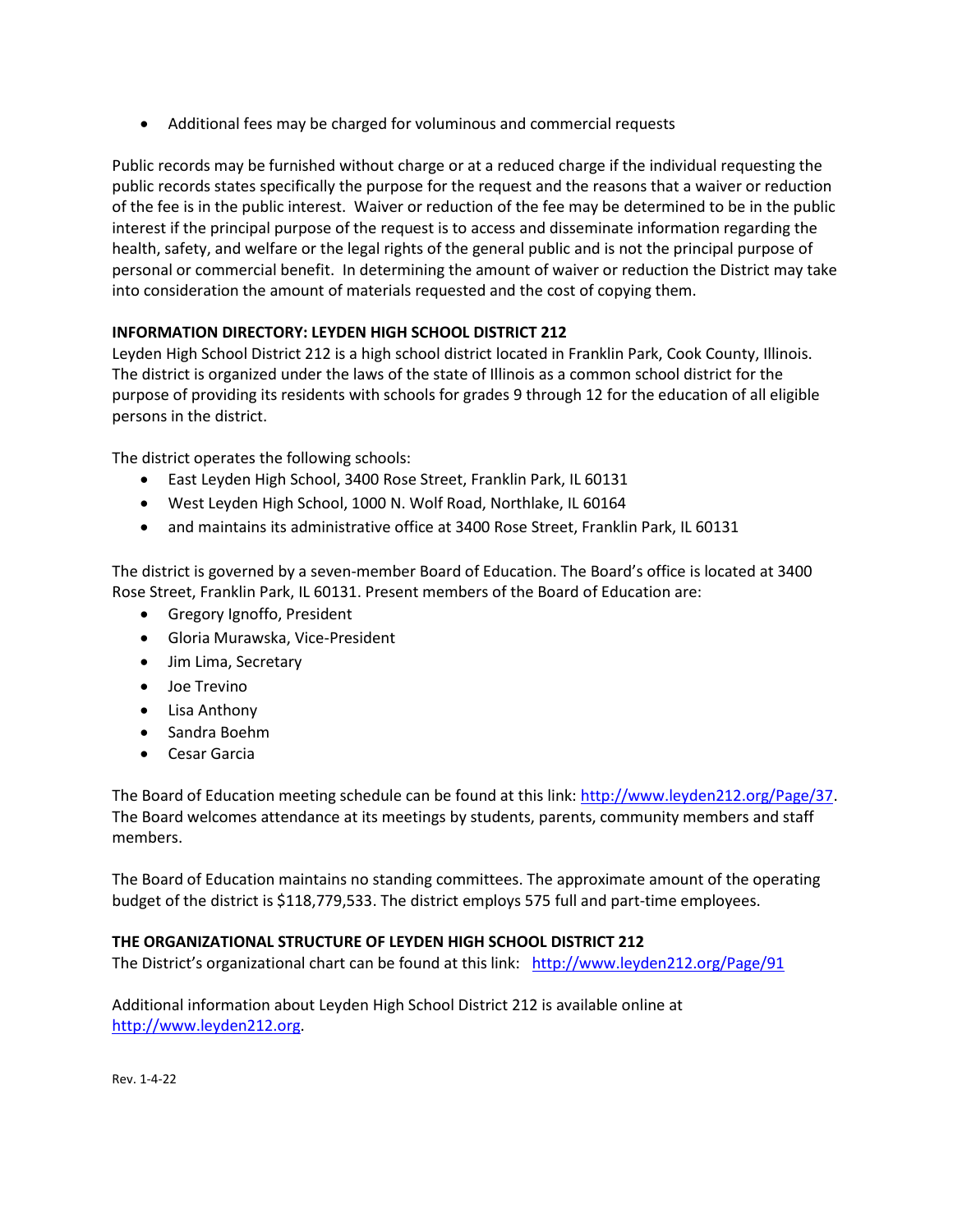- Additional fees may be charged for voluminous and commercial requests

Public records may be furnished without charge or at a reduced charge if the individual requesting the public records states specifically the purpose for the request and the reasons that a waiver or reduction of the fee is in the public interest. Waiver or reduction of the fee may be determined to be in the public interest if the principal purpose of the request is to access and disseminate information regarding the health, safety, and welfare or the legal rights of the general public and is not the principal purpose of personal or commercial benefit. In determining the amount of waiver or reduction the District may take into consideration the amount of materials requested and the cost of copying them.

**INFORMATION DIRECTORY: LEYDEN HIGH SCHOOL DISTRICT 212**

Leyden High School District 212 is a high school district located in Franklin Park, Cook County, Illinois. The district is organized under the laws of the state of Illinois as a common school district for the purpose of providing its residents with schools for grades 9 through 12 for the education of all eligible persons in the district.

The district operates the following schools:

- East Leyden High School, 3400 Rose Street, Franklin Park, IL 60131
- West Leyden High School, 1000 N. Wolf Road, Northlake, IL 60164
- and maintains its administrative office at 3400 Rose Street, Franklin Park, IL 60131

The district is governed by a seven-member Board of Education. The Board's office is located at 3400 Rose Street, Franklin Park, IL 60131. Present members of the Board of Education are:

- Gregory Ignoffo, President
- Gloria Murawska, Vice-President
- Jim Lima, Secretary
- Joe Trevino
- Lisa Anthony
- Sandra Boehm
- Cesar Garcia

The Board of Education meeting schedule can be found at this link: http://www.leyden212.org/Page/37. The Board welcomes attendance at its meetings by students, parents, community members and staff members.

The Board of Education maintains no standing committees. The approximate amount of the operating budget of the district is $118,779,533. The district employs 575 full and part-time employees.

**THE ORGANIZATIONAL STRUCTURE OF LEYDEN HIGH SCHOOL DISTRICT 212**

The District's organizational chart can be found at this link: http://www.leyden212.org/Page/91

Additional information about Leyden High School District 212 is available online at http://www.leyden212.org.

Rev. 1-4-22